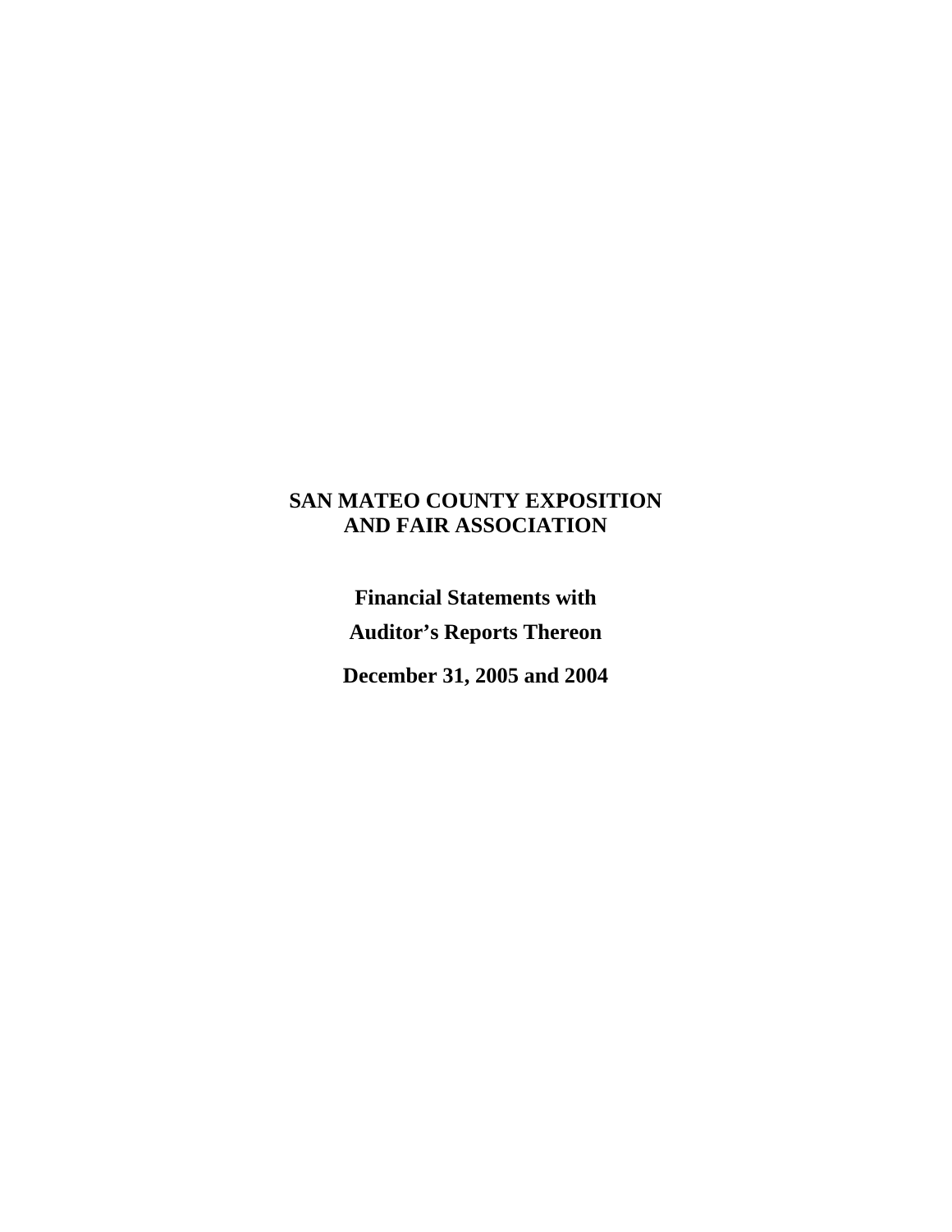# SAN MATEO COUNTY EXPOSITION AND FAIR ASSOCIATION

**Financial Statements with**

**Auditor's Reports Thereon**

**December 31, 2005 and 2004**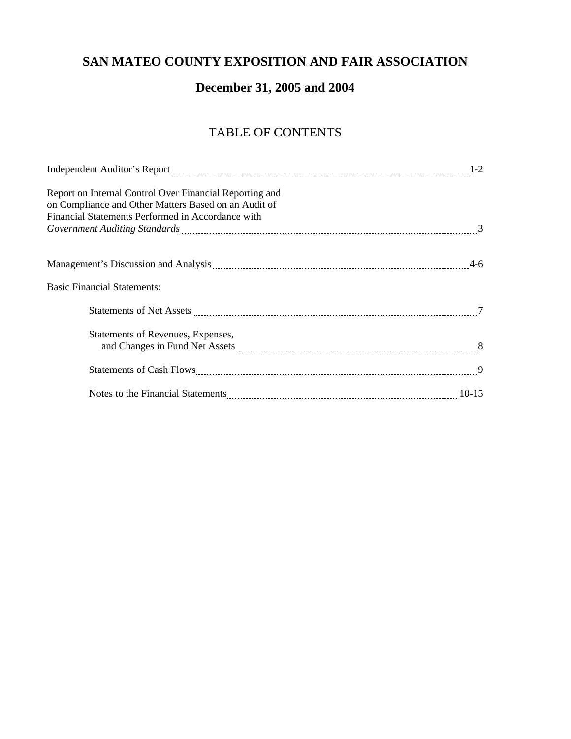# SAN MATEO COUNTY EXPOSITION AND FAIR ASSOCIATION

## December 31, 2005 and 2004

## TABLE OF CONTENTS

| | |
|---|---|
| Independent Auditor's Report | 1-2 |
| Report on Internal Control Over Financial Reporting and on Compliance and Other Matters Based on an Audit of Financial Statements Performed in Accordance with *Government Auditing Standards* | 3 |
| Management's Discussion and Analysis | 4-6 |
| Basic Financial Statements: | |
| Statements of Net Assets | 7 |
| Statements of Revenues, Expenses, and Changes in Fund Net Assets | 8 |
| Statements of Cash Flows | 9 |
| Notes to the Financial Statements | 10-15 |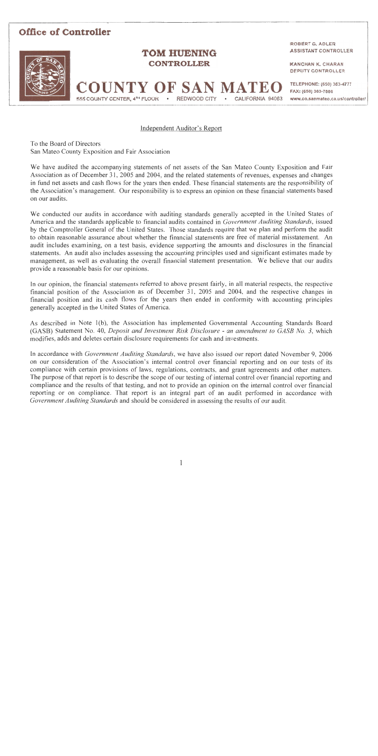**Office of Controller**

**TOM HUENING**
**CONTROLLER**

**COUNTY OF SAN MATEO**
555 COUNTY CENTER, 4TH FLOOR • REDWOOD CITY • CALIFORNIA 94063

ROBERT G. ADLER
ASSISTANT CONTROLLER

KANCHAN K. CHARAN
DEPUTY CONTROLLER

TELEPHONE: (650) 363-4777
FAX: (650) 363-7888
www.co.sanmateo.ca.us/controller/

Independent Auditor's Report

To the Board of Directors
San Mateo County Exposition and Fair Association

We have audited the accompanying statements of net assets of the San Mateo County Exposition and Fair Association as of December 31, 2005 and 2004, and the related statements of revenues, expenses and changes in fund net assets and cash flows for the years then ended. These financial statements are the responsibility of the Association's management. Our responsibility is to express an opinion on these financial statements based on our audits.

We conducted our audits in accordance with auditing standards generally accepted in the United States of America and the standards applicable to financial audits contained in *Government Auditing Standards*, issued by the Comptroller General of the United States. Those standards require that we plan and perform the audit to obtain reasonable assurance about whether the financial statements are free of material misstatement. An audit includes examining, on a test basis, evidence supporting the amounts and disclosures in the financial statements. An audit also includes assessing the accounting principles used and significant estimates made by management, as well as evaluating the overall financial statement presentation. We believe that our audits provide a reasonable basis for our opinions.

In our opinion, the financial statements referred to above present fairly, in all material respects, the respective financial position of the Association as of December 31, 2005 and 2004, and the respective changes in financial position and its cash flows for the years then ended in conformity with accounting principles generally accepted in the United States of America.

As described in Note 1(b), the Association has implemented Governmental Accounting Standards Board (GASB) Statement No. 40, *Deposit and Investment Risk Disclosure - an amendment to GASB No. 3*, which modifies, adds and deletes certain disclosure requirements for cash and investments.

In accordance with *Government Auditing Standards*, we have also issued our report dated November 9, 2006 on our consideration of the Association's internal control over financial reporting and on our tests of its compliance with certain provisions of laws, regulations, contracts, and grant agreements and other matters. The purpose of that report is to describe the scope of our testing of internal control over financial reporting and compliance and the results of that testing, and not to provide an opinion on the internal control over financial reporting or on compliance. That report is an integral part of an audit performed in accordance with *Government Auditing Standards* and should be considered in assessing the results of our audit.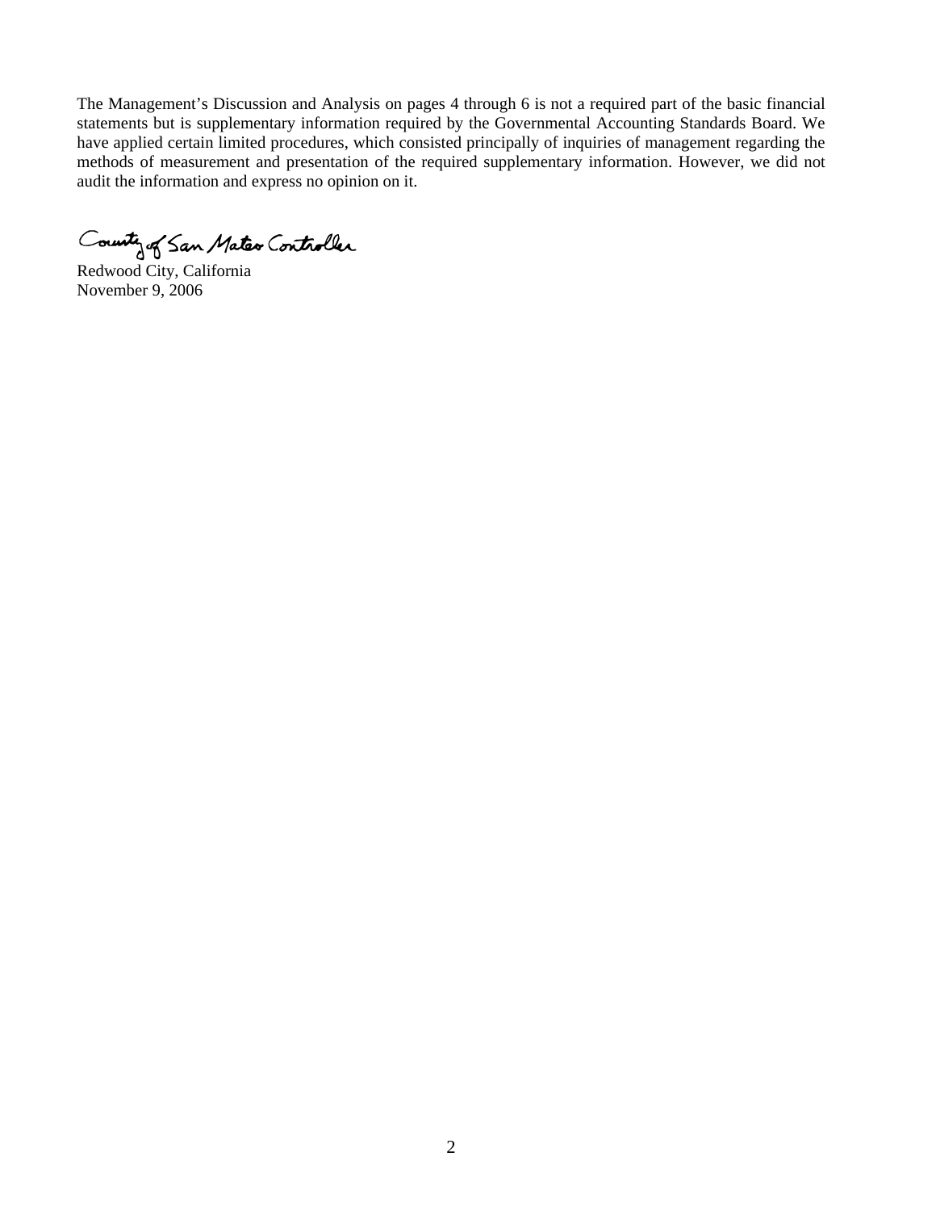The Management's Discussion and Analysis on pages 4 through 6 is not a required part of the basic financial statements but is supplementary information required by the Governmental Accounting Standards Board. We have applied certain limited procedures, which consisted principally of inquiries of management regarding the methods of measurement and presentation of the required supplementary information. However, we did not audit the information and express no opinion on it.

County of San Mateo Controller

Redwood City, California
November 9, 2006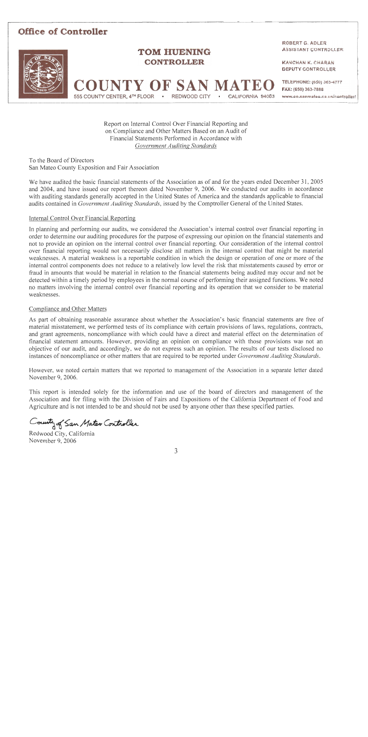# Office of Controller

**TOM HUENING**
**CONTROLLER**

**COUNTY OF SAN MATEO**
555 COUNTY CENTER, 4TH FLOOR • REDWOOD CITY • CALIFORNIA 94063

ROBERT G. ADLER
ASSISTANT CONTROLLER

KANCHAN K. CHARAN
DEPUTY CONTROLLER

TELEPHONE: (650) 363-4777
FAX: (650) 363-7888
www.co.sanmateo.ca.us/controller/

Report on Internal Control Over Financial Reporting and on Compliance and Other Matters Based on an Audit of Financial Statements Performed in Accordance with *Government Auditing Standards*

To the Board of Directors
San Mateo County Exposition and Fair Association

We have audited the basic financial statements of the Association as of and for the years ended December 31, 2005 and 2004, and have issued our report thereon dated November 9, 2006. We conducted our audits in accordance with auditing standards generally accepted in the United States of America and the standards applicable to financial audits contained in *Government Auditing Standards*, issued by the Comptroller General of the United States.

## Internal Control Over Financial Reporting

In planning and performing our audits, we considered the Association's internal control over financial reporting in order to determine our auditing procedures for the purpose of expressing our opinion on the financial statements and not to provide an opinion on the internal control over financial reporting. Our consideration of the internal control over financial reporting would not necessarily disclose all matters in the internal control that might be material weaknesses. A material weakness is a reportable condition in which the design or operation of one or more of the internal control components does not reduce to a relatively low level the risk that misstatements caused by error or fraud in amounts that would be material in relation to the financial statements being audited may occur and not be detected within a timely period by employees in the normal course of performing their assigned functions. We noted no matters involving the internal control over financial reporting and its operation that we consider to be material weaknesses.

## Compliance and Other Matters

As part of obtaining reasonable assurance about whether the Association's basic financial statements are free of material misstatement, we performed tests of its compliance with certain provisions of laws, regulations, contracts, and grant agreements, noncompliance with which could have a direct and material effect on the determination of financial statement amounts. However, providing an opinion on compliance with those provisions was not an objective of our audit, and accordingly, we do not express such an opinion. The results of our tests disclosed no instances of noncompliance or other matters that are required to be reported under *Government Auditing Standards*.

However, we noted certain matters that we reported to management of the Association in a separate letter dated November 9, 2006.

This report is intended solely for the information and use of the board of directors and management of the Association and for filing with the Division of Fairs and Expositions of the California Department of Food and Agriculture and is not intended to be and should not be used by anyone other than these specified parties.

*County of San Mateo Controller*

Redwood City, California
November 9, 2006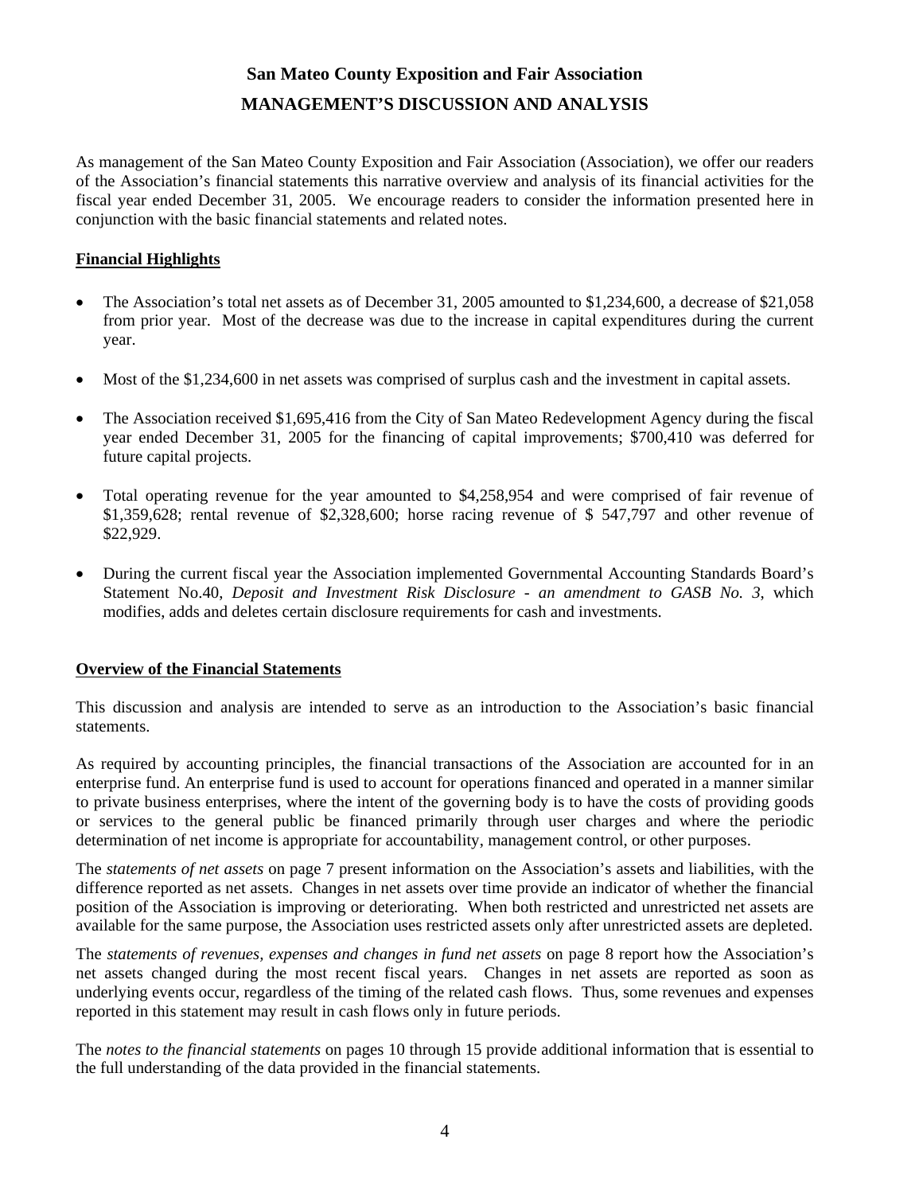# San Mateo County Exposition and Fair Association

## MANAGEMENT'S DISCUSSION AND ANALYSIS

As management of the San Mateo County Exposition and Fair Association (Association), we offer our readers of the Association's financial statements this narrative overview and analysis of its financial activities for the fiscal year ended December 31, 2005. We encourage readers to consider the information presented here in conjunction with the basic financial statements and related notes.

### Financial Highlights

- The Association's total net assets as of December 31, 2005 amounted to $1,234,600, a decrease of $21,058 from prior year. Most of the decrease was due to the increase in capital expenditures during the current year.
- Most of the $1,234,600 in net assets was comprised of surplus cash and the investment in capital assets.
- The Association received $1,695,416 from the City of San Mateo Redevelopment Agency during the fiscal year ended December 31, 2005 for the financing of capital improvements; $700,410 was deferred for future capital projects.
- Total operating revenue for the year amounted to $4,258,954 and were comprised of fair revenue of $1,359,628; rental revenue of $2,328,600; horse racing revenue of $ 547,797 and other revenue of $22,929.
- During the current fiscal year the Association implemented Governmental Accounting Standards Board's Statement No.40, *Deposit and Investment Risk Disclosure - an amendment to GASB No. 3*, which modifies, adds and deletes certain disclosure requirements for cash and investments.

### Overview of the Financial Statements

This discussion and analysis are intended to serve as an introduction to the Association's basic financial statements.

As required by accounting principles, the financial transactions of the Association are accounted for in an enterprise fund. An enterprise fund is used to account for operations financed and operated in a manner similar to private business enterprises, where the intent of the governing body is to have the costs of providing goods or services to the general public be financed primarily through user charges and where the periodic determination of net income is appropriate for accountability, management control, or other purposes.

The *statements of net assets* on page 7 present information on the Association's assets and liabilities, with the difference reported as net assets. Changes in net assets over time provide an indicator of whether the financial position of the Association is improving or deteriorating. When both restricted and unrestricted net assets are available for the same purpose, the Association uses restricted assets only after unrestricted assets are depleted.

The *statements of revenues, expenses and changes in fund net assets* on page 8 report how the Association's net assets changed during the most recent fiscal years. Changes in net assets are reported as soon as underlying events occur, regardless of the timing of the related cash flows. Thus, some revenues and expenses reported in this statement may result in cash flows only in future periods.

The *notes to the financial statements* on pages 10 through 15 provide additional information that is essential to the full understanding of the data provided in the financial statements.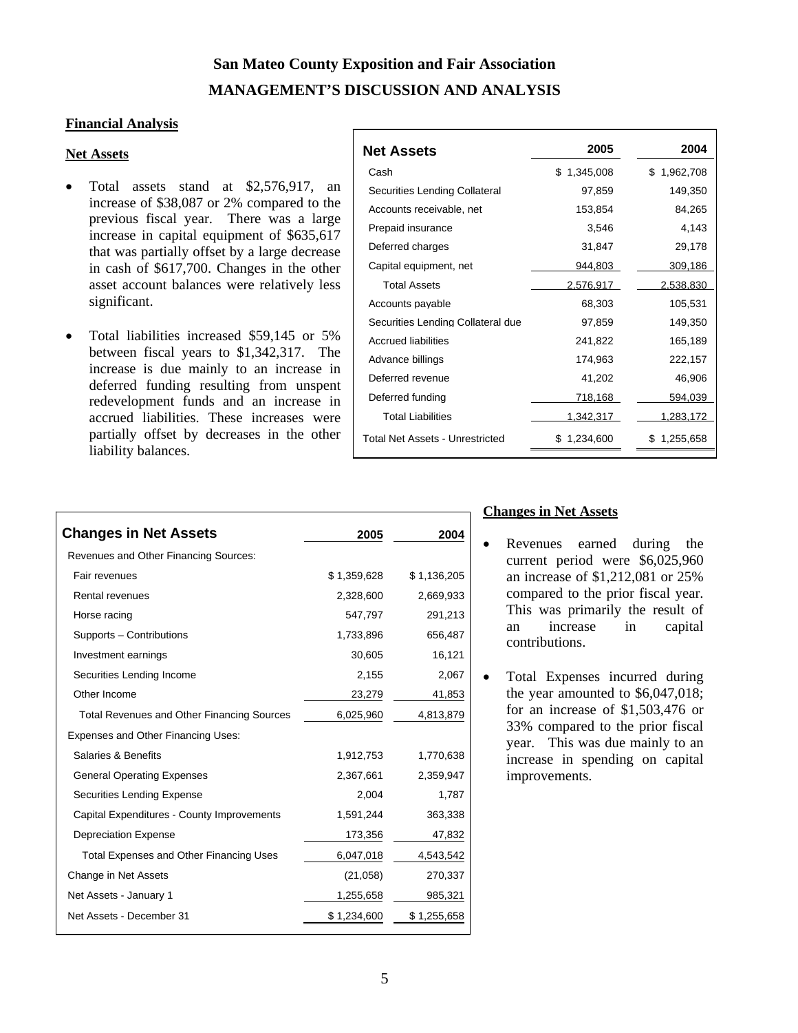# San Mateo County Exposition and Fair Association

## MANAGEMENT'S DISCUSSION AND ANALYSIS

**Financial Analysis**

**Net Assets**

- Total assets stand at $2,576,917, an increase of $38,087 or 2% compared to the previous fiscal year. There was a large increase in capital equipment of $635,617 that was partially offset by a large decrease in cash of $617,700. Changes in the other asset account balances were relatively less significant.

- Total liabilities increased $59,145 or 5% between fiscal years to $1,342,317. The increase is due mainly to an increase in deferred funding resulting from unspent redevelopment funds and an increase in accrued liabilities. These increases were partially offset by decreases in the other liability balances.

| Net Assets | 2005 | 2004 |
|---|---|---|
| Cash | $ 1,345,008 | $ 1,962,708 |
| Securities Lending Collateral | 97,859 | 149,350 |
| Accounts receivable, net | 153,854 | 84,265 |
| Prepaid insurance | 3,546 | 4,143 |
| Deferred charges | 31,847 | 29,178 |
| Capital equipment, net | 944,803 | 309,186 |
| Total Assets | 2,576,917 | 2,538,830 |
| Accounts payable | 68,303 | 105,531 |
| Securities Lending Collateral due | 97,859 | 149,350 |
| Accrued liabilities | 241,822 | 165,189 |
| Advance billings | 174,963 | 222,157 |
| Deferred revenue | 41,202 | 46,906 |
| Deferred funding | 718,168 | 594,039 |
| Total Liabilities | 1,342,317 | 1,283,172 |
| Total Net Assets - Unrestricted | $ 1,234,600 | $ 1,255,658 |

| Changes in Net Assets | 2005 | 2004 |
|---|---|---|
| Revenues and Other Financing Sources: | | |
| Fair revenues | $ 1,359,628 | $ 1,136,205 |
| Rental revenues | 2,328,600 | 2,669,933 |
| Horse racing | 547,797 | 291,213 |
| Supports – Contributions | 1,733,896 | 656,487 |
| Investment earnings | 30,605 | 16,121 |
| Securities Lending Income | 2,155 | 2,067 |
| Other Income | 23,279 | 41,853 |
| Total Revenues and Other Financing Sources | 6,025,960 | 4,813,879 |
| Expenses and Other Financing Uses: | | |
| Salaries & Benefits | 1,912,753 | 1,770,638 |
| General Operating Expenses | 2,367,661 | 2,359,947 |
| Securities Lending Expense | 2,004 | 1,787 |
| Capital Expenditures - County Improvements | 1,591,244 | 363,338 |
| Depreciation Expense | 173,356 | 47,832 |
| Total Expenses and Other Financing Uses | 6,047,018 | 4,543,542 |
| Change in Net Assets | (21,058) | 270,337 |
| Net Assets - January 1 | 1,255,658 | 985,321 |
| Net Assets - December 31 | $ 1,234,600 | $ 1,255,658 |

**Changes in Net Assets**

- Revenues earned during the current period were $6,025,960 an increase of $1,212,081 or 25% compared to the prior fiscal year. This was primarily the result of an increase in capital contributions.

- Total Expenses incurred during the year amounted to $6,047,018; for an increase of $1,503,476 or 33% compared to the prior fiscal year. This was due mainly to an increase in spending on capital improvements.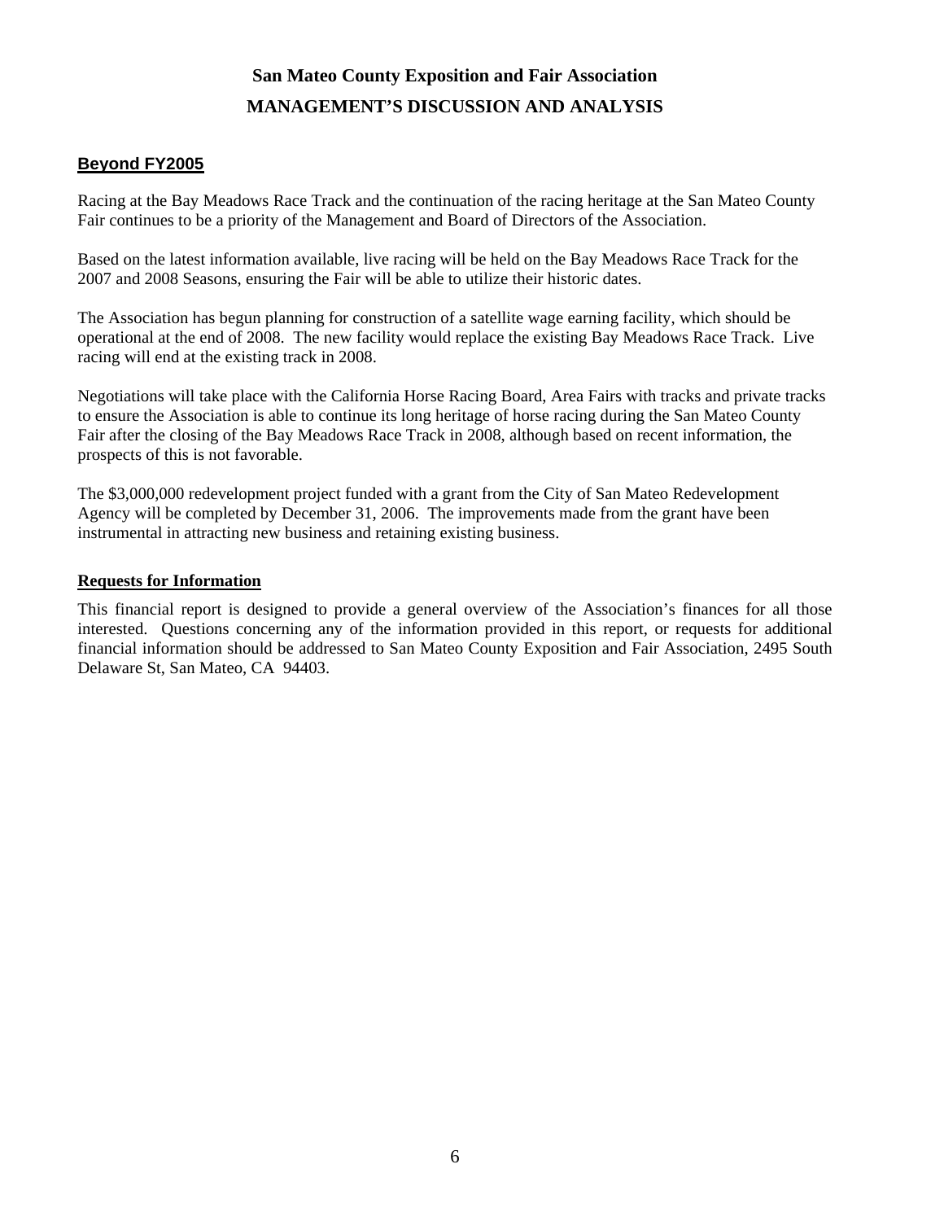# San Mateo County Exposition and Fair Association

## MANAGEMENT'S DISCUSSION AND ANALYSIS

### Beyond FY2005

Racing at the Bay Meadows Race Track and the continuation of the racing heritage at the San Mateo County Fair continues to be a priority of the Management and Board of Directors of the Association.

Based on the latest information available, live racing will be held on the Bay Meadows Race Track for the 2007 and 2008 Seasons, ensuring the Fair will be able to utilize their historic dates.

The Association has begun planning for construction of a satellite wage earning facility, which should be operational at the end of 2008. The new facility would replace the existing Bay Meadows Race Track. Live racing will end at the existing track in 2008.

Negotiations will take place with the California Horse Racing Board, Area Fairs with tracks and private tracks to ensure the Association is able to continue its long heritage of horse racing during the San Mateo County Fair after the closing of the Bay Meadows Race Track in 2008, although based on recent information, the prospects of this is not favorable.

The $3,000,000 redevelopment project funded with a grant from the City of San Mateo Redevelopment Agency will be completed by December 31, 2006. The improvements made from the grant have been instrumental in attracting new business and retaining existing business.

### Requests for Information

This financial report is designed to provide a general overview of the Association's finances for all those interested. Questions concerning any of the information provided in this report, or requests for additional financial information should be addressed to San Mateo County Exposition and Fair Association, 2495 South Delaware St, San Mateo, CA 94403.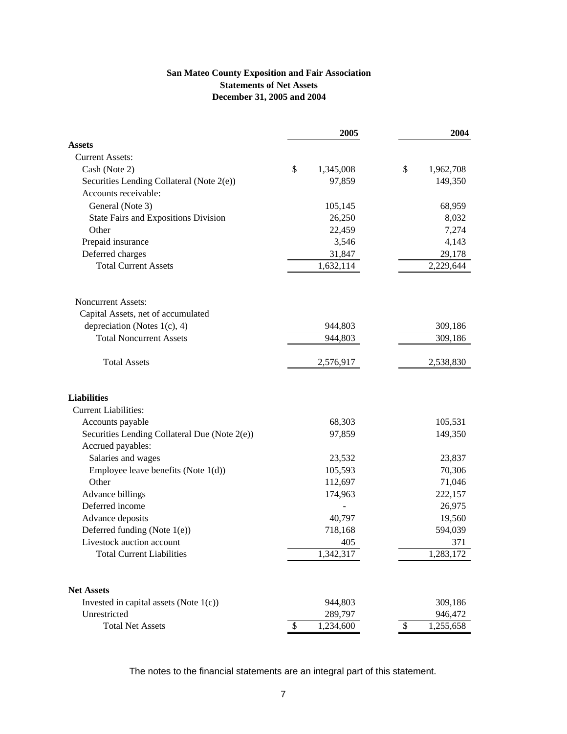**San Mateo County Exposition and Fair Association**
**Statements of Net Assets**
**December 31, 2005 and 2004**

| | 2005 | 2004 |
|---|---|---|
| **Assets** | | |
| Current Assets: | | |
| Cash (Note 2) | $ 1,345,008 | $ 1,962,708 |
| Securities Lending Collateral (Note 2(e)) | 97,859 | 149,350 |
| Accounts receivable: | | |
| General (Note 3) | 105,145 | 68,959 |
| State Fairs and Expositions Division | 26,250 | 8,032 |
| Other | 22,459 | 7,274 |
| Prepaid insurance | 3,546 | 4,143 |
| Deferred charges | 31,847 | 29,178 |
| Total Current Assets | 1,632,114 | 2,229,644 |
| Noncurrent Assets: | | |
| Capital Assets, net of accumulated depreciation (Notes 1(c), 4) | 944,803 | 309,186 |
| Total Noncurrent Assets | 944,803 | 309,186 |
| Total Assets | 2,576,917 | 2,538,830 |
| **Liabilities** | | |
| Current Liabilities: | | |
| Accounts payable | 68,303 | 105,531 |
| Securities Lending Collateral Due (Note 2(e)) | 97,859 | 149,350 |
| Accrued payables: | | |
| Salaries and wages | 23,532 | 23,837 |
| Employee leave benefits (Note 1(d)) | 105,593 | 70,306 |
| Other | 112,697 | 71,046 |
| Advance billings | 174,963 | 222,157 |
| Deferred income | - | 26,975 |
| Advance deposits | 40,797 | 19,560 |
| Deferred funding (Note 1(e)) | 718,168 | 594,039 |
| Livestock auction account | 405 | 371 |
| Total Current Liabilities | 1,342,317 | 1,283,172 |
| **Net Assets** | | |
| Invested in capital assets (Note 1(c)) | 944,803 | 309,186 |
| Unrestricted | 289,797 | 946,472 |
| Total Net Assets | $ 1,234,600 | $ 1,255,658 |

The notes to the financial statements are an integral part of this statement.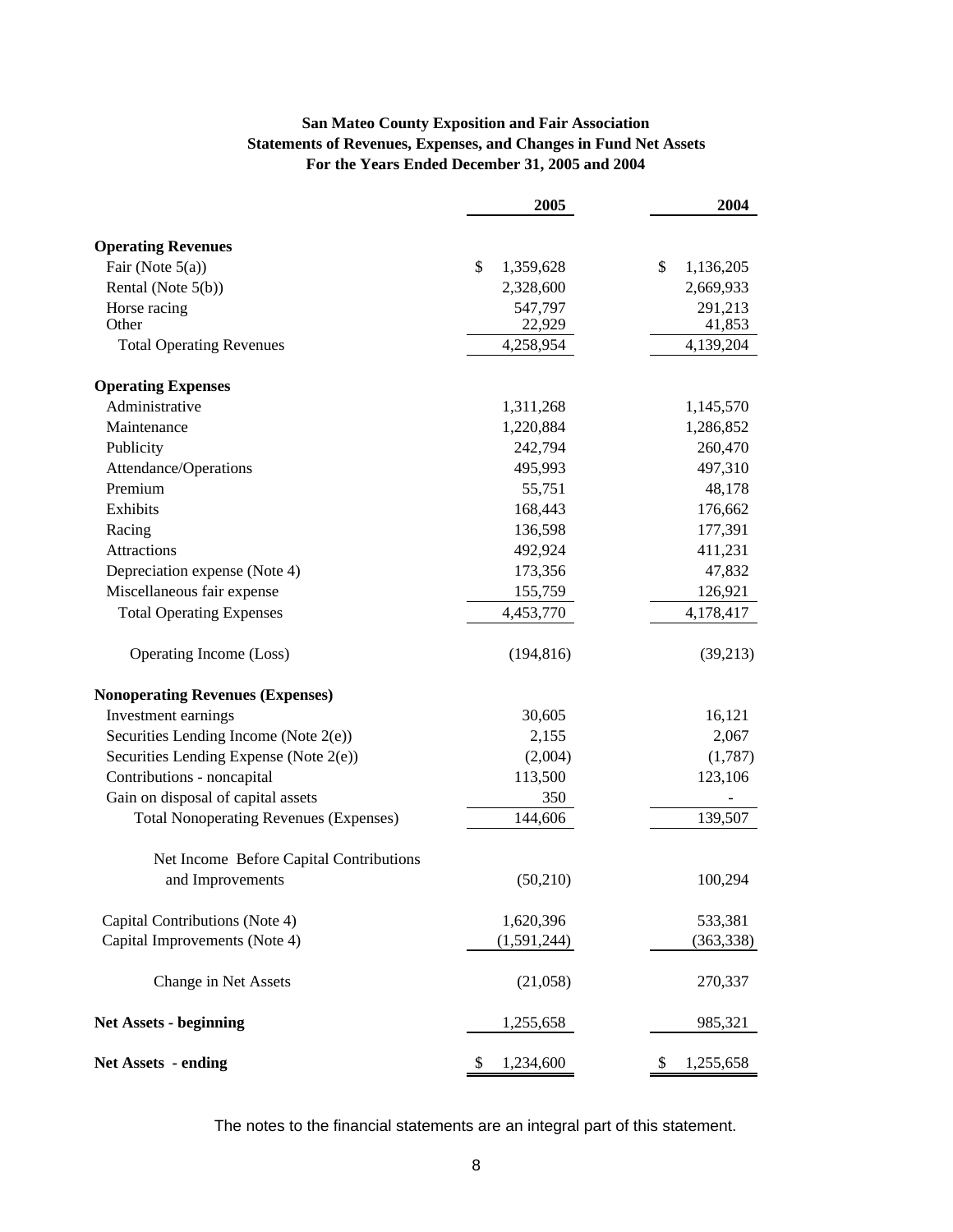**San Mateo County Exposition and Fair Association**
**Statements of Revenues, Expenses, and Changes in Fund Net Assets**
**For the Years Ended December 31, 2005 and 2004**

| | 2005 | 2004 |
|---|---|---|
| **Operating Revenues** | | |
| Fair (Note 5(a)) | $ 1,359,628 | $ 1,136,205 |
| Rental (Note 5(b)) | 2,328,600 | 2,669,933 |
| Horse racing | 547,797 | 291,213 |
| Other | 22,929 | 41,853 |
| Total Operating Revenues | 4,258,954 | 4,139,204 |
| **Operating Expenses** | | |
| Administrative | 1,311,268 | 1,145,570 |
| Maintenance | 1,220,884 | 1,286,852 |
| Publicity | 242,794 | 260,470 |
| Attendance/Operations | 495,993 | 497,310 |
| Premium | 55,751 | 48,178 |
| Exhibits | 168,443 | 176,662 |
| Racing | 136,598 | 177,391 |
| Attractions | 492,924 | 411,231 |
| Depreciation expense (Note 4) | 173,356 | 47,832 |
| Miscellaneous fair expense | 155,759 | 126,921 |
| Total Operating Expenses | 4,453,770 | 4,178,417 |
| Operating Income (Loss) | (194,816) | (39,213) |
| **Nonoperating Revenues (Expenses)** | | |
| Investment earnings | 30,605 | 16,121 |
| Securities Lending Income (Note 2(e)) | 2,155 | 2,067 |
| Securities Lending Expense (Note 2(e)) | (2,004) | (1,787) |
| Contributions - noncapital | 113,500 | 123,106 |
| Gain on disposal of capital assets | 350 | - |
| Total Nonoperating Revenues (Expenses) | 144,606 | 139,507 |
| Net Income Before Capital Contributions and Improvements | (50,210) | 100,294 |
| Capital Contributions (Note 4) | 1,620,396 | 533,381 |
| Capital Improvements (Note 4) | (1,591,244) | (363,338) |
| Change in Net Assets | (21,058) | 270,337 |
| **Net Assets - beginning** | 1,255,658 | 985,321 |
| **Net Assets - ending** | $ 1,234,600 | $ 1,255,658 |

The notes to the financial statements are an integral part of this statement.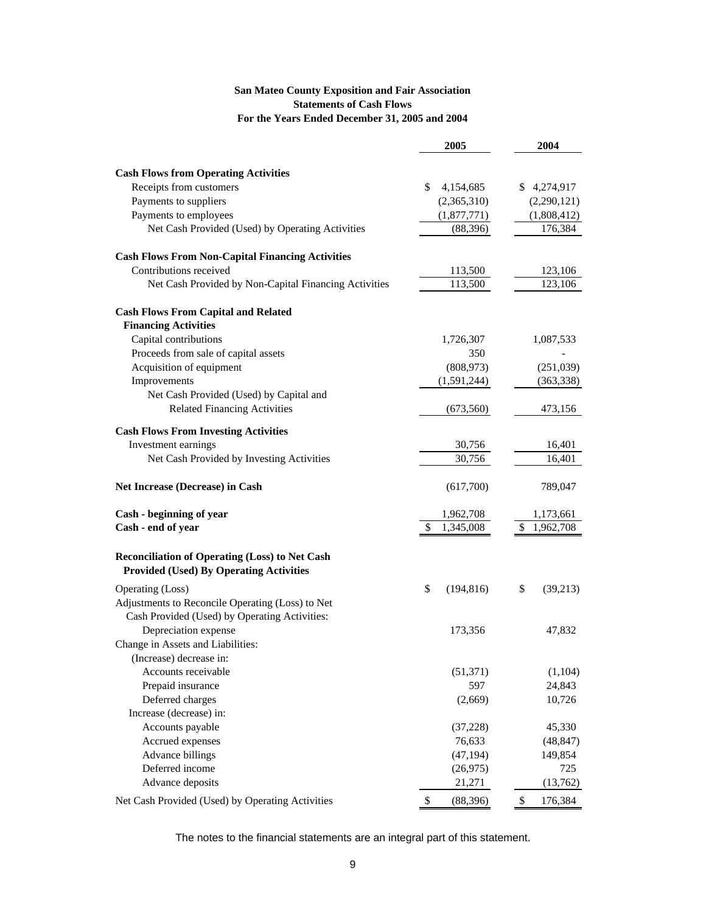**San Mateo County Exposition and Fair Association**
**Statements of Cash Flows**
**For the Years Ended December 31, 2005 and 2004**

| | 2005 | 2004 |
|---|---|---|
| **Cash Flows from Operating Activities** | | |
| Receipts from customers | $ 4,154,685 | $ 4,274,917 |
| Payments to suppliers | (2,365,310) | (2,290,121) |
| Payments to employees | (1,877,771) | (1,808,412) |
| Net Cash Provided (Used) by Operating Activities | (88,396) | 176,384 |
| **Cash Flows From Non-Capital Financing Activities** | | |
| Contributions received | 113,500 | 123,106 |
| Net Cash Provided by Non-Capital Financing Activities | 113,500 | 123,106 |
| **Cash Flows From Capital and Related Financing Activities** | | |
| Capital contributions | 1,726,307 | 1,087,533 |
| Proceeds from sale of capital assets | 350 | - |
| Acquisition of equipment | (808,973) | (251,039) |
| Improvements | (1,591,244) | (363,338) |
| Net Cash Provided (Used) by Capital and Related Financing Activities | (673,560) | 473,156 |
| **Cash Flows From Investing Activities** | | |
| Investment earnings | 30,756 | 16,401 |
| Net Cash Provided by Investing Activities | 30,756 | 16,401 |
| **Net Increase (Decrease) in Cash** | (617,700) | 789,047 |
| **Cash - beginning of year** | 1,962,708 | 1,173,661 |
| **Cash - end of year** | $ 1,345,008 | $ 1,962,708 |
| **Reconciliation of Operating (Loss) to Net Cash Provided (Used) By Operating Activities** | | |
| Operating (Loss) | $ (194,816) | $ (39,213) |
| Adjustments to Reconcile Operating (Loss) to Net Cash Provided (Used) by Operating Activities: | | |
| Depreciation expense | 173,356 | 47,832 |
| Change in Assets and Liabilities: | | |
| (Increase) decrease in: | | |
| Accounts receivable | (51,371) | (1,104) |
| Prepaid insurance | 597 | 24,843 |
| Deferred charges | (2,669) | 10,726 |
| Increase (decrease) in: | | |
| Accounts payable | (37,228) | 45,330 |
| Accrued expenses | 76,633 | (48,847) |
| Advance billings | (47,194) | 149,854 |
| Deferred income | (26,975) | 725 |
| Advance deposits | 21,271 | (13,762) |
| Net Cash Provided (Used) by Operating Activities | $ (88,396) | $ 176,384 |

The notes to the financial statements are an integral part of this statement.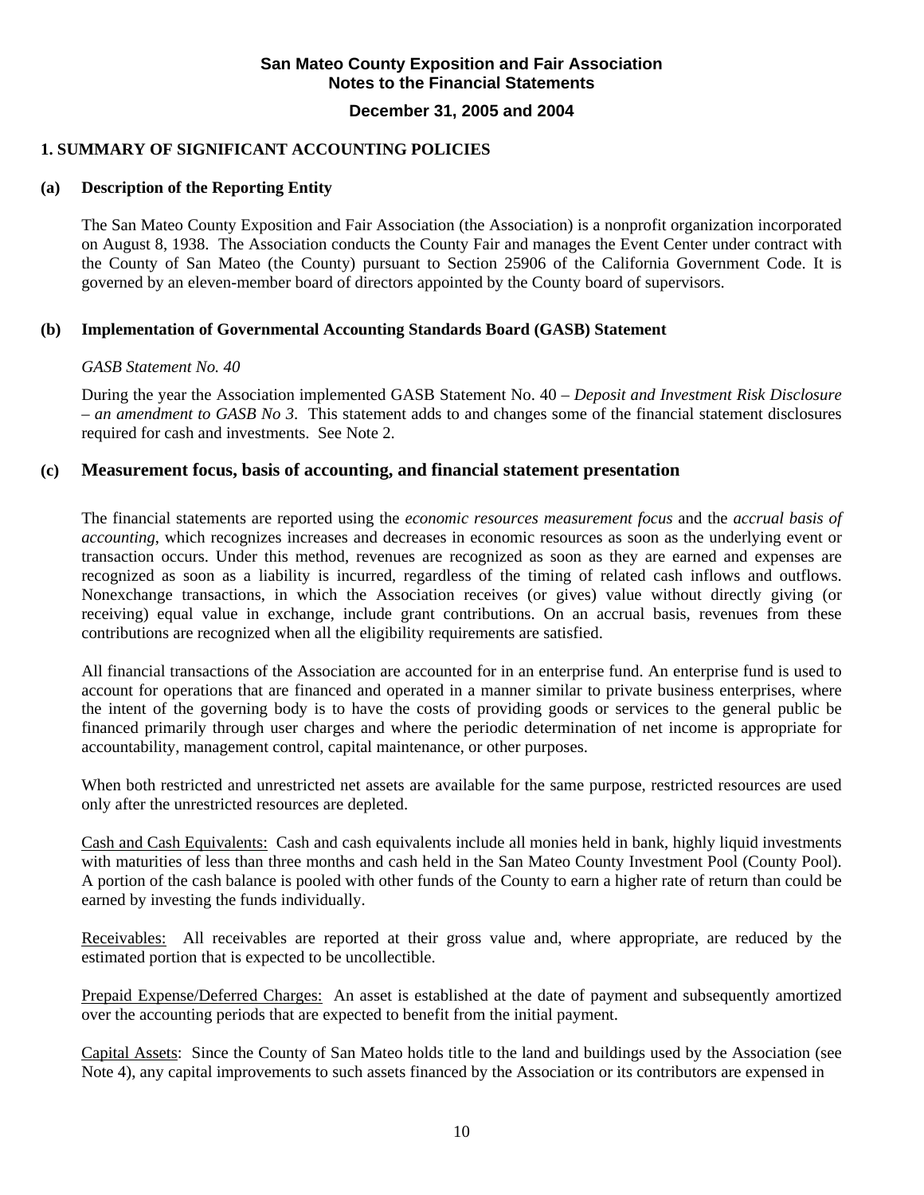**San Mateo County Exposition and Fair Association**
**Notes to the Financial Statements**

**December 31, 2005 and 2004**

## 1. SUMMARY OF SIGNIFICANT ACCOUNTING POLICIES

### (a) Description of the Reporting Entity

The San Mateo County Exposition and Fair Association (the Association) is a nonprofit organization incorporated on August 8, 1938. The Association conducts the County Fair and manages the Event Center under contract with the County of San Mateo (the County) pursuant to Section 25906 of the California Government Code. It is governed by an eleven-member board of directors appointed by the County board of supervisors.

### (b) Implementation of Governmental Accounting Standards Board (GASB) Statement

*GASB Statement No. 40*

During the year the Association implemented GASB Statement No. 40 – *Deposit and Investment Risk Disclosure – an amendment to GASB No 3*. This statement adds to and changes some of the financial statement disclosures required for cash and investments. See Note 2.

### (c) Measurement focus, basis of accounting, and financial statement presentation

The financial statements are reported using the *economic resources measurement focus* and the *accrual basis of accounting*, which recognizes increases and decreases in economic resources as soon as the underlying event or transaction occurs. Under this method, revenues are recognized as soon as they are earned and expenses are recognized as soon as a liability is incurred, regardless of the timing of related cash inflows and outflows. Nonexchange transactions, in which the Association receives (or gives) value without directly giving (or receiving) equal value in exchange, include grant contributions. On an accrual basis, revenues from these contributions are recognized when all the eligibility requirements are satisfied.

All financial transactions of the Association are accounted for in an enterprise fund. An enterprise fund is used to account for operations that are financed and operated in a manner similar to private business enterprises, where the intent of the governing body is to have the costs of providing goods or services to the general public be financed primarily through user charges and where the periodic determination of net income is appropriate for accountability, management control, capital maintenance, or other purposes.

When both restricted and unrestricted net assets are available for the same purpose, restricted resources are used only after the unrestricted resources are depleted.

Cash and Cash Equivalents: Cash and cash equivalents include all monies held in bank, highly liquid investments with maturities of less than three months and cash held in the San Mateo County Investment Pool (County Pool). A portion of the cash balance is pooled with other funds of the County to earn a higher rate of return than could be earned by investing the funds individually.

Receivables: All receivables are reported at their gross value and, where appropriate, are reduced by the estimated portion that is expected to be uncollectible.

Prepaid Expense/Deferred Charges: An asset is established at the date of payment and subsequently amortized over the accounting periods that are expected to benefit from the initial payment.

Capital Assets: Since the County of San Mateo holds title to the land and buildings used by the Association (see Note 4), any capital improvements to such assets financed by the Association or its contributors are expensed in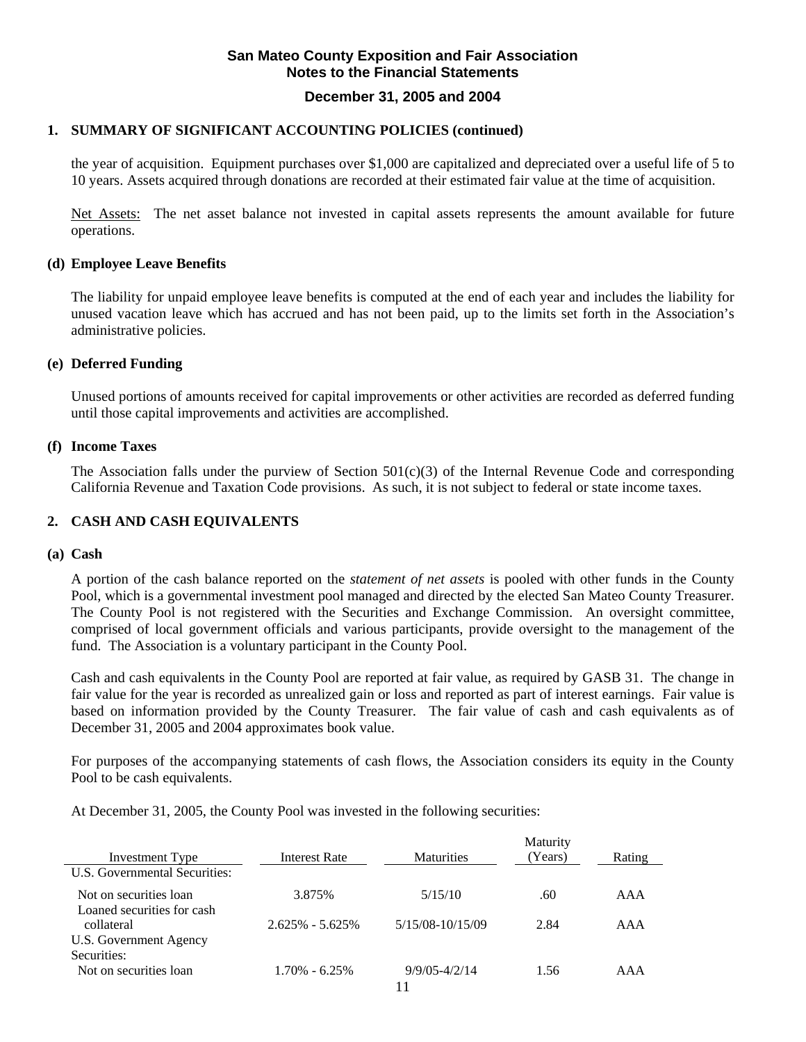**San Mateo County Exposition and Fair Association**
**Notes to the Financial Statements**
**December 31, 2005 and 2004**

## 1. SUMMARY OF SIGNIFICANT ACCOUNTING POLICIES (continued)

the year of acquisition. Equipment purchases over $1,000 are capitalized and depreciated over a useful life of 5 to 10 years. Assets acquired through donations are recorded at their estimated fair value at the time of acquisition.

Net Assets: The net asset balance not invested in capital assets represents the amount available for future operations.

### (d) Employee Leave Benefits

The liability for unpaid employee leave benefits is computed at the end of each year and includes the liability for unused vacation leave which has accrued and has not been paid, up to the limits set forth in the Association's administrative policies.

### (e) Deferred Funding

Unused portions of amounts received for capital improvements or other activities are recorded as deferred funding until those capital improvements and activities are accomplished.

### (f) Income Taxes

The Association falls under the purview of Section 501(c)(3) of the Internal Revenue Code and corresponding California Revenue and Taxation Code provisions. As such, it is not subject to federal or state income taxes.

## 2. CASH AND CASH EQUIVALENTS

### (a) Cash

A portion of the cash balance reported on the *statement of net assets* is pooled with other funds in the County Pool, which is a governmental investment pool managed and directed by the elected San Mateo County Treasurer. The County Pool is not registered with the Securities and Exchange Commission. An oversight committee, comprised of local government officials and various participants, provide oversight to the management of the fund. The Association is a voluntary participant in the County Pool.

Cash and cash equivalents in the County Pool are reported at fair value, as required by GASB 31. The change in fair value for the year is recorded as unrealized gain or loss and reported as part of interest earnings. Fair value is based on information provided by the County Treasurer. The fair value of cash and cash equivalents as of December 31, 2005 and 2004 approximates book value.

For purposes of the accompanying statements of cash flows, the Association considers its equity in the County Pool to be cash equivalents.

At December 31, 2005, the County Pool was invested in the following securities:

| Investment Type | Interest Rate | Maturities | Maturity (Years) | Rating |
|---|---|---|---|---|
| U.S. Governmental Securities: | | | | |
| Not on securities loan | 3.875% | 5/15/10 | .60 | AAA |
| Loaned securities for cash collateral | 2.625% - 5.625% | 5/15/08-10/15/09 | 2.84 | AAA |
| U.S. Government Agency Securities: | | | | |
| Not on securities loan | 1.70% - 6.25% | 9/9/05-4/2/14 | 1.56 | AAA |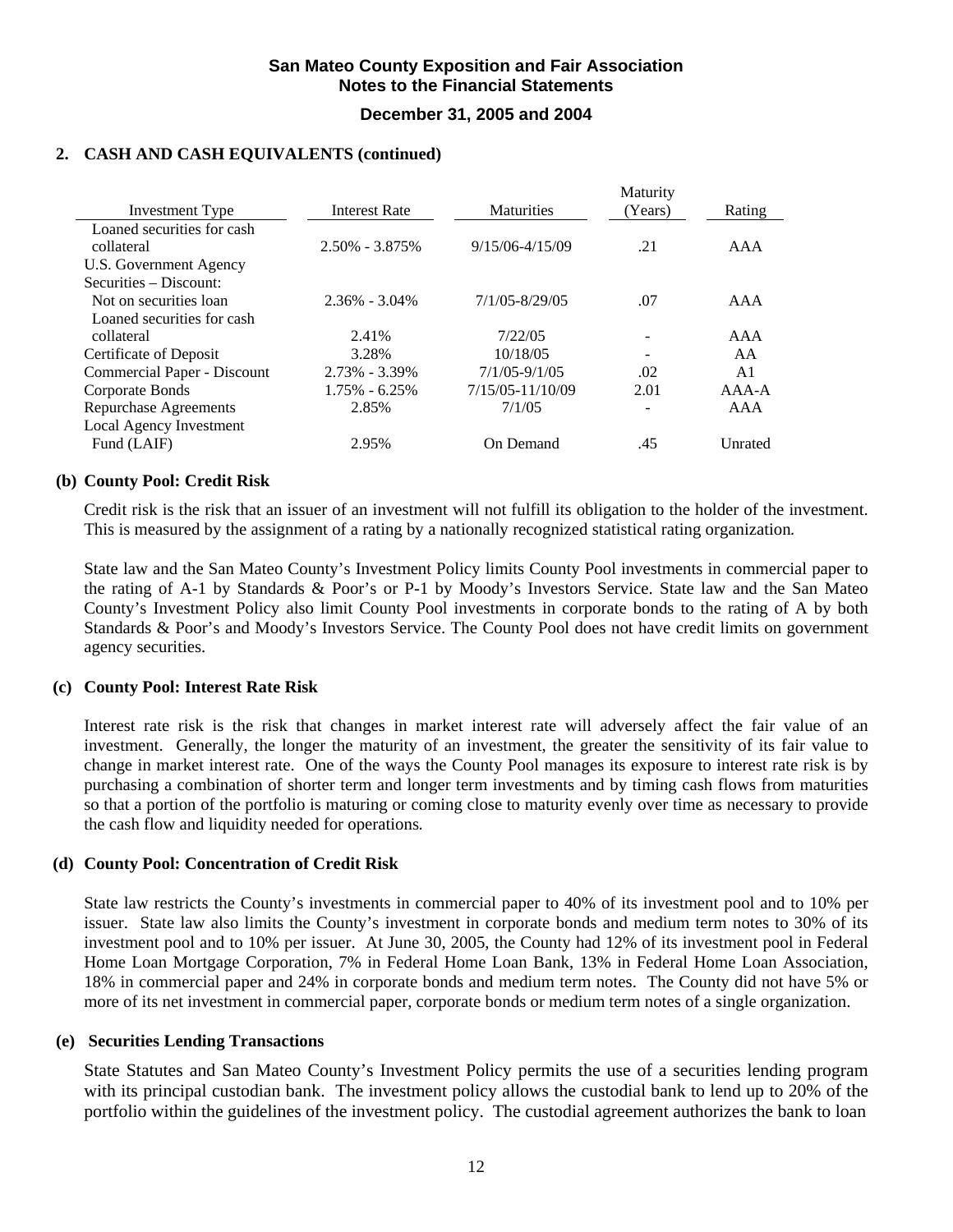## 2. CASH AND CASH EQUIVALENTS (continued)

| Investment Type | Interest Rate | Maturities | Maturity (Years) | Rating |
|---|---|---|---|---|
| Loaned securities for cash collateral | 2.50% - 3.875% | 9/15/06-4/15/09 | .21 | AAA |
| U.S. Government Agency Securities – Discount: | | | | |
| Not on securities loan | 2.36% - 3.04% | 7/1/05-8/29/05 | .07 | AAA |
| Loaned securities for cash collateral | 2.41% | 7/22/05 | - | AAA |
| Certificate of Deposit | 3.28% | 10/18/05 | - | AA |
| Commercial Paper - Discount | 2.73% - 3.39% | 7/1/05-9/1/05 | .02 | A1 |
| Corporate Bonds | 1.75% - 6.25% | 7/15/05-11/10/09 | 2.01 | AAA-A |
| Repurchase Agreements | 2.85% | 7/1/05 | - | AAA |
| Local Agency Investment Fund (LAIF) | 2.95% | On Demand | .45 | Unrated |

### (b) County Pool: Credit Risk

Credit risk is the risk that an issuer of an investment will not fulfill its obligation to the holder of the investment. This is measured by the assignment of a rating by a nationally recognized statistical rating organization.

State law and the San Mateo County's Investment Policy limits County Pool investments in commercial paper to the rating of A-1 by Standards & Poor's or P-1 by Moody's Investors Service. State law and the San Mateo County's Investment Policy also limit County Pool investments in corporate bonds to the rating of A by both Standards & Poor's and Moody's Investors Service. The County Pool does not have credit limits on government agency securities.

### (c) County Pool: Interest Rate Risk

Interest rate risk is the risk that changes in market interest rate will adversely affect the fair value of an investment. Generally, the longer the maturity of an investment, the greater the sensitivity of its fair value to change in market interest rate. One of the ways the County Pool manages its exposure to interest rate risk is by purchasing a combination of shorter term and longer term investments and by timing cash flows from maturities so that a portion of the portfolio is maturing or coming close to maturity evenly over time as necessary to provide the cash flow and liquidity needed for operations.

### (d) County Pool: Concentration of Credit Risk

State law restricts the County's investments in commercial paper to 40% of its investment pool and to 10% per issuer. State law also limits the County's investment in corporate bonds and medium term notes to 30% of its investment pool and to 10% per issuer. At June 30, 2005, the County had 12% of its investment pool in Federal Home Loan Mortgage Corporation, 7% in Federal Home Loan Bank, 13% in Federal Home Loan Association, 18% in commercial paper and 24% in corporate bonds and medium term notes. The County did not have 5% or more of its net investment in commercial paper, corporate bonds or medium term notes of a single organization.

### (e) Securities Lending Transactions

State Statutes and San Mateo County's Investment Policy permits the use of a securities lending program with its principal custodian bank. The investment policy allows the custodial bank to lend up to 20% of the portfolio within the guidelines of the investment policy. The custodial agreement authorizes the bank to loan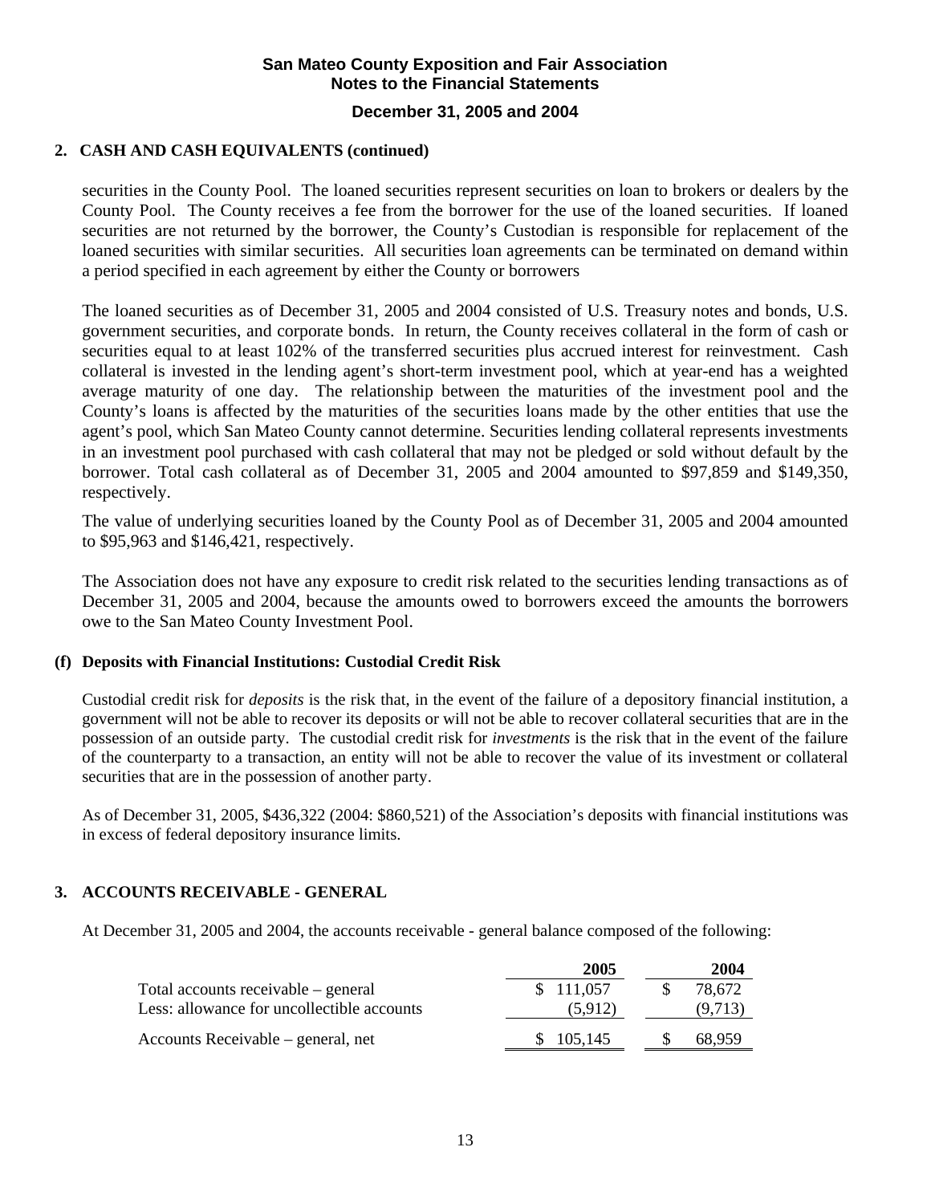## 2. CASH AND CASH EQUIVALENTS (continued)

securities in the County Pool. The loaned securities represent securities on loan to brokers or dealers by the County Pool. The County receives a fee from the borrower for the use of the loaned securities. If loaned securities are not returned by the borrower, the County's Custodian is responsible for replacement of the loaned securities with similar securities. All securities loan agreements can be terminated on demand within a period specified in each agreement by either the County or borrowers

The loaned securities as of December 31, 2005 and 2004 consisted of U.S. Treasury notes and bonds, U.S. government securities, and corporate bonds. In return, the County receives collateral in the form of cash or securities equal to at least 102% of the transferred securities plus accrued interest for reinvestment. Cash collateral is invested in the lending agent's short-term investment pool, which at year-end has a weighted average maturity of one day. The relationship between the maturities of the investment pool and the County's loans is affected by the maturities of the securities loans made by the other entities that use the agent's pool, which San Mateo County cannot determine. Securities lending collateral represents investments in an investment pool purchased with cash collateral that may not be pledged or sold without default by the borrower. Total cash collateral as of December 31, 2005 and 2004 amounted to $97,859 and $149,350, respectively.

The value of underlying securities loaned by the County Pool as of December 31, 2005 and 2004 amounted to $95,963 and $146,421, respectively.

The Association does not have any exposure to credit risk related to the securities lending transactions as of December 31, 2005 and 2004, because the amounts owed to borrowers exceed the amounts the borrowers owe to the San Mateo County Investment Pool.

### (f) Deposits with Financial Institutions: Custodial Credit Risk

Custodial credit risk for *deposits* is the risk that, in the event of the failure of a depository financial institution, a government will not be able to recover its deposits or will not be able to recover collateral securities that are in the possession of an outside party. The custodial credit risk for *investments* is the risk that in the event of the failure of the counterparty to a transaction, an entity will not be able to recover the value of its investment or collateral securities that are in the possession of another party.

As of December 31, 2005, $436,322 (2004: $860,521) of the Association's deposits with financial institutions was in excess of federal depository insurance limits.

## 3. ACCOUNTS RECEIVABLE - GENERAL

At December 31, 2005 and 2004, the accounts receivable - general balance composed of the following:

| | 2005 | 2004 |
|---|---|---|
| Total accounts receivable – general | $ 111,057 | $ 78,672 |
| Less: allowance for uncollectible accounts | (5,912) | (9,713) |
| Accounts Receivable – general, net | $ 105,145 | $ 68,959 |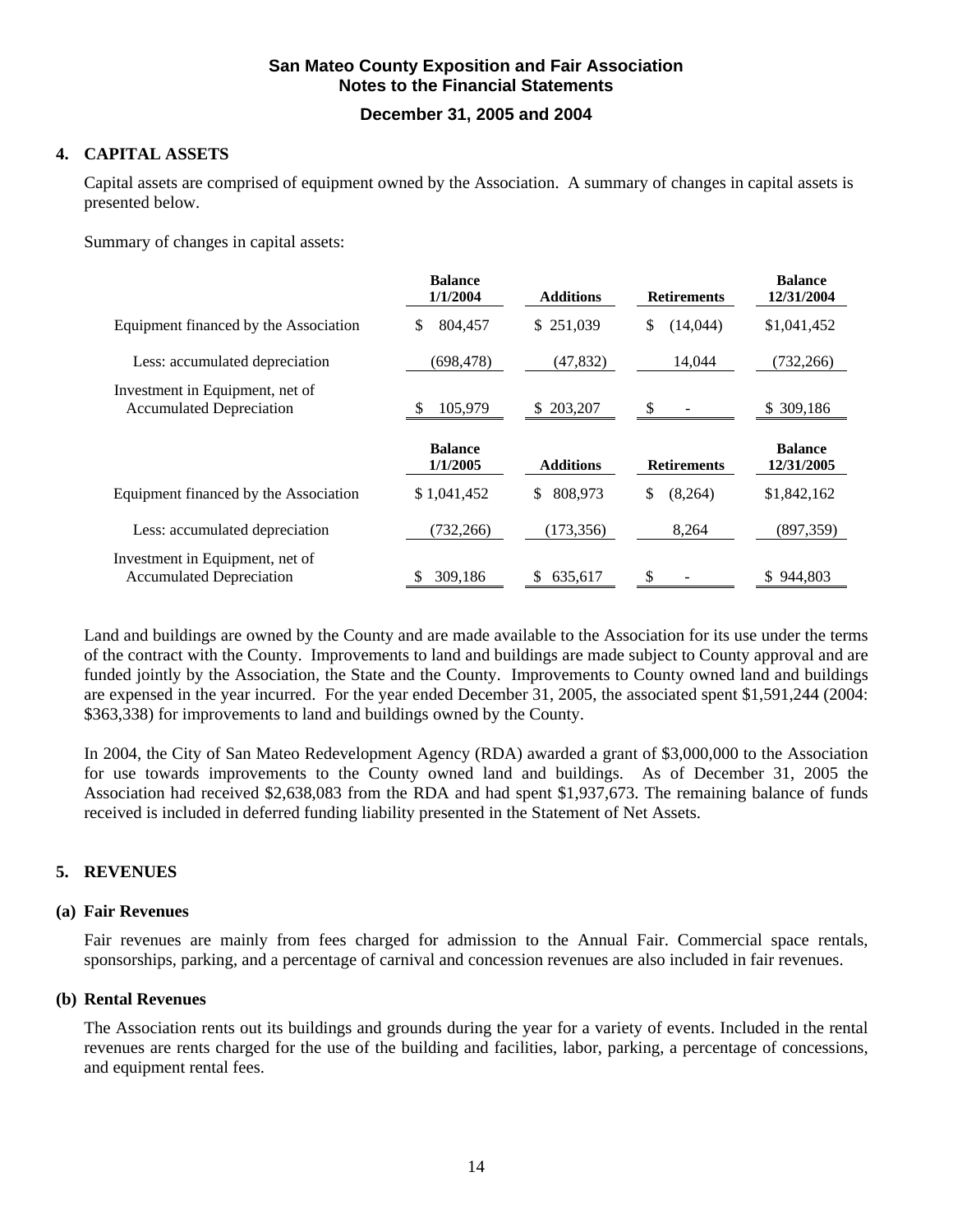## 4. CAPITAL ASSETS

Capital assets are comprised of equipment owned by the Association. A summary of changes in capital assets is presented below.

Summary of changes in capital assets:

| | Balance 1/1/2004 | Additions | Retirements | Balance 12/31/2004 |
|---|---|---|---|---|
| Equipment financed by the Association | $ 804,457 | $ 251,039 | $ (14,044) | $1,041,452 |
| Less: accumulated depreciation | (698,478) | (47,832) | 14,044 | (732,266) |
| Investment in Equipment, net of Accumulated Depreciation | $ 105,979 | $ 203,207 | $ - | $ 309,186 |

| | Balance 1/1/2005 | Additions | Retirements | Balance 12/31/2005 |
|---|---|---|---|---|
| Equipment financed by the Association | $ 1,041,452 | $ 808,973 | $ (8,264) | $1,842,162 |
| Less: accumulated depreciation | (732,266) | (173,356) | 8,264 | (897,359) |
| Investment in Equipment, net of Accumulated Depreciation | $ 309,186 | $ 635,617 | $ - | $ 944,803 |

Land and buildings are owned by the County and are made available to the Association for its use under the terms of the contract with the County. Improvements to land and buildings are made subject to County approval and are funded jointly by the Association, the State and the County. Improvements to County owned land and buildings are expensed in the year incurred. For the year ended December 31, 2005, the associated spent $1,591,244 (2004: $363,338) for improvements to land and buildings owned by the County.

In 2004, the City of San Mateo Redevelopment Agency (RDA) awarded a grant of $3,000,000 to the Association for use towards improvements to the County owned land and buildings. As of December 31, 2005 the Association had received $2,638,083 from the RDA and had spent $1,937,673. The remaining balance of funds received is included in deferred funding liability presented in the Statement of Net Assets.

## 5. REVENUES

### (a) Fair Revenues

Fair revenues are mainly from fees charged for admission to the Annual Fair. Commercial space rentals, sponsorships, parking, and a percentage of carnival and concession revenues are also included in fair revenues.

### (b) Rental Revenues

The Association rents out its buildings and grounds during the year for a variety of events. Included in the rental revenues are rents charged for the use of the building and facilities, labor, parking, a percentage of concessions, and equipment rental fees.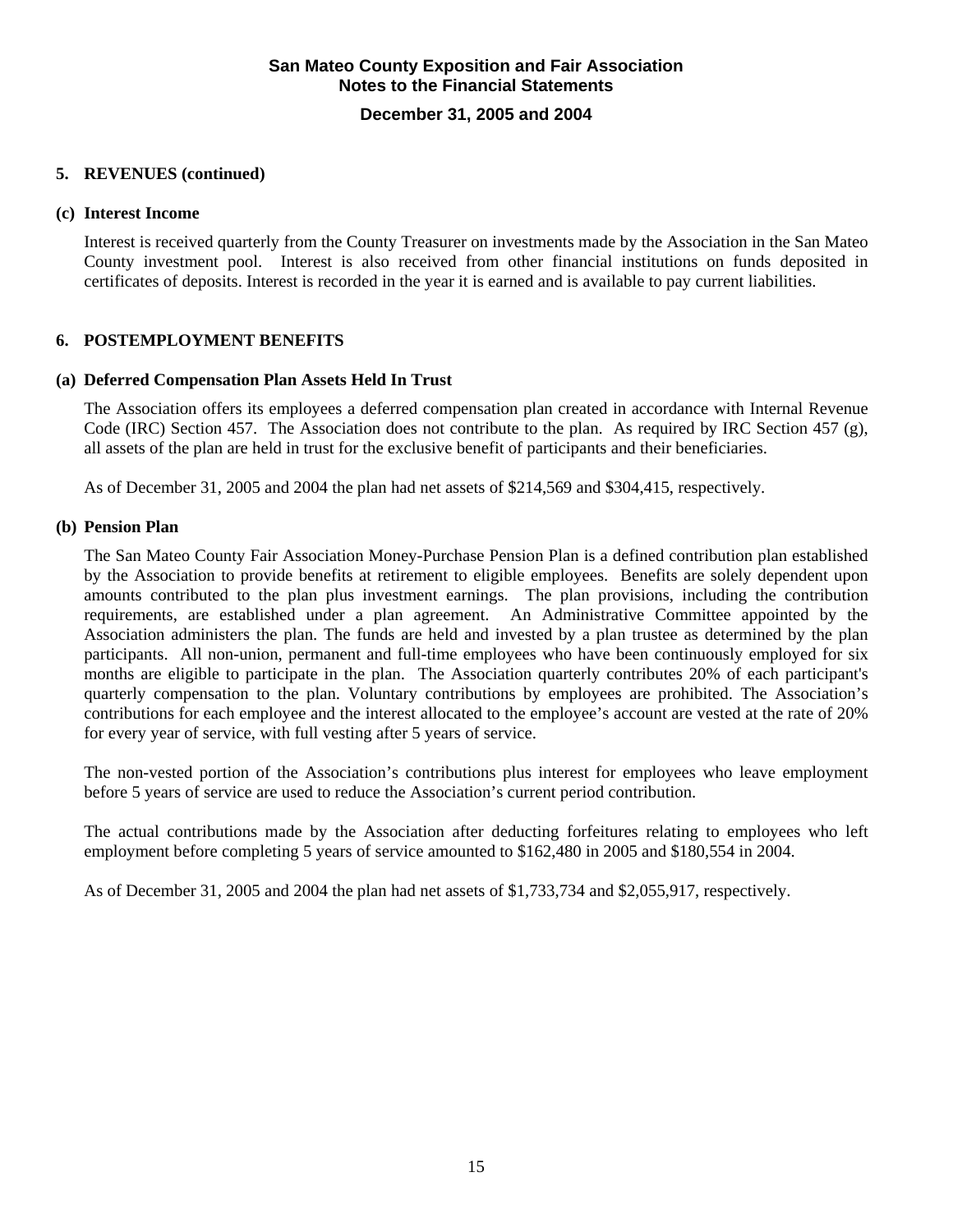### 5. REVENUES (continued)

#### (c) Interest Income

Interest is received quarterly from the County Treasurer on investments made by the Association in the San Mateo County investment pool. Interest is also received from other financial institutions on funds deposited in certificates of deposits. Interest is recorded in the year it is earned and is available to pay current liabilities.

### 6. POSTEMPLOYMENT BENEFITS

#### (a) Deferred Compensation Plan Assets Held In Trust

The Association offers its employees a deferred compensation plan created in accordance with Internal Revenue Code (IRC) Section 457. The Association does not contribute to the plan. As required by IRC Section 457 (g), all assets of the plan are held in trust for the exclusive benefit of participants and their beneficiaries.

As of December 31, 2005 and 2004 the plan had net assets of $214,569 and $304,415, respectively.

#### (b) Pension Plan

The San Mateo County Fair Association Money-Purchase Pension Plan is a defined contribution plan established by the Association to provide benefits at retirement to eligible employees. Benefits are solely dependent upon amounts contributed to the plan plus investment earnings. The plan provisions, including the contribution requirements, are established under a plan agreement. An Administrative Committee appointed by the Association administers the plan. The funds are held and invested by a plan trustee as determined by the plan participants. All non-union, permanent and full-time employees who have been continuously employed for six months are eligible to participate in the plan. The Association quarterly contributes 20% of each participant's quarterly compensation to the plan. Voluntary contributions by employees are prohibited. The Association's contributions for each employee and the interest allocated to the employee's account are vested at the rate of 20% for every year of service, with full vesting after 5 years of service.

The non-vested portion of the Association's contributions plus interest for employees who leave employment before 5 years of service are used to reduce the Association's current period contribution.

The actual contributions made by the Association after deducting forfeitures relating to employees who left employment before completing 5 years of service amounted to $162,480 in 2005 and $180,554 in 2004.

As of December 31, 2005 and 2004 the plan had net assets of $1,733,734 and $2,055,917, respectively.